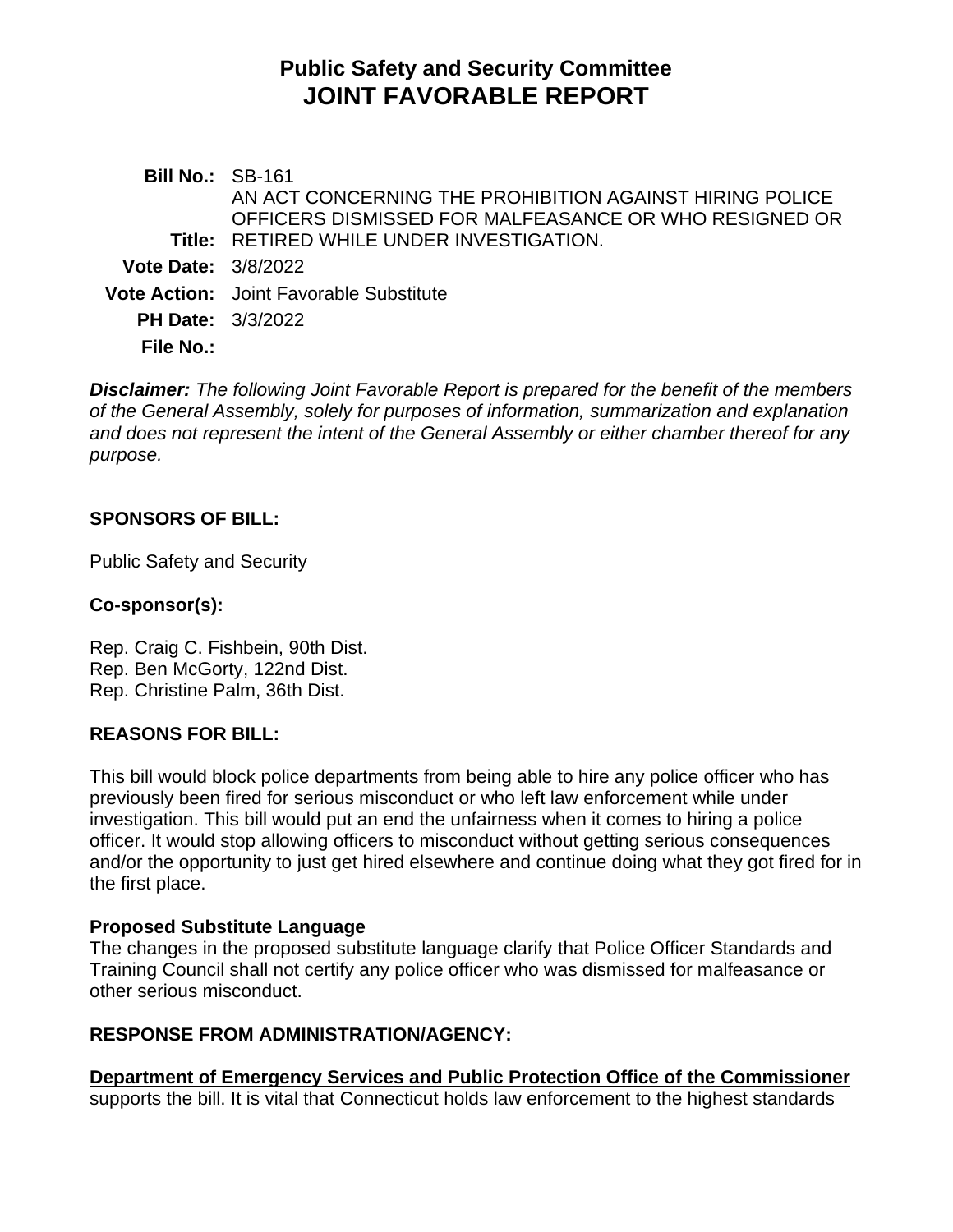# Public Safety and Security Committee
# JOINT FAVORABLE REPORT

**Bill No.:** SB-161

**Title:** AN ACT CONCERNING THE PROHIBITION AGAINST HIRING POLICE OFFICERS DISMISSED FOR MALFEASANCE OR WHO RESIGNED OR RETIRED WHILE UNDER INVESTIGATION.

**Vote Date:** 3/8/2022

**Vote Action:** Joint Favorable Substitute

**PH Date:** 3/3/2022

**File No.:**

***Disclaimer:*** *The following Joint Favorable Report is prepared for the benefit of the members of the General Assembly, solely for purposes of information, summarization and explanation and does not represent the intent of the General Assembly or either chamber thereof for any purpose.*

## SPONSORS OF BILL:

Public Safety and Security

### Co-sponsor(s):

Rep. Craig C. Fishbein, 90th Dist.
Rep. Ben McGorty, 122nd Dist.
Rep. Christine Palm, 36th Dist.

## REASONS FOR BILL:

This bill would block police departments from being able to hire any police officer who has previously been fired for serious misconduct or who left law enforcement while under investigation. This bill would put an end the unfairness when it comes to hiring a police officer. It would stop allowing officers to misconduct without getting serious consequences and/or the opportunity to just get hired elsewhere and continue doing what they got fired for in the first place.

### Proposed Substitute Language

The changes in the proposed substitute language clarify that Police Officer Standards and Training Council shall not certify any police officer who was dismissed for malfeasance or other serious misconduct.

## RESPONSE FROM ADMINISTRATION/AGENCY:

**Department of Emergency Services and Public Protection Office of the Commissioner** supports the bill. It is vital that Connecticut holds law enforcement to the highest standards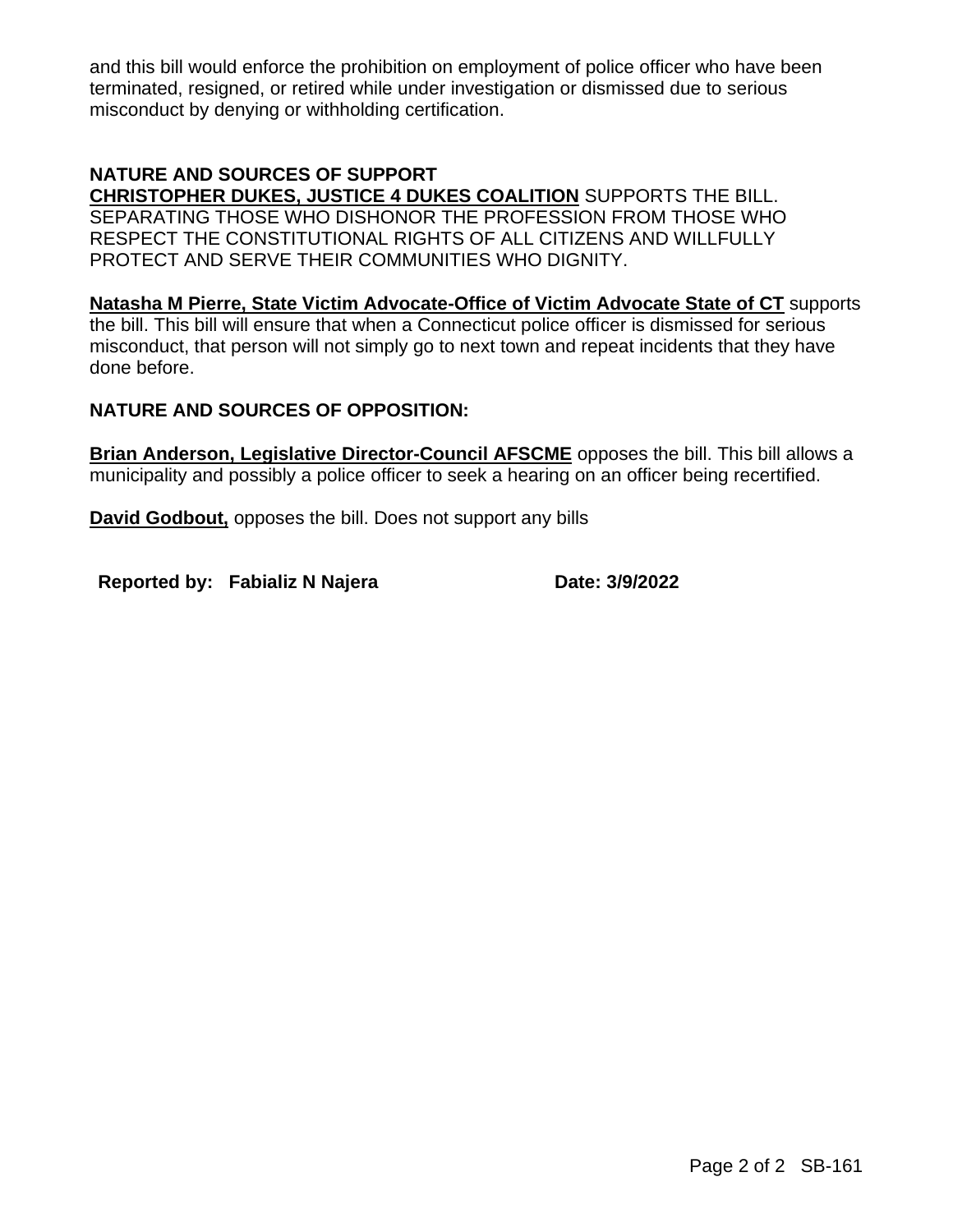and this bill would enforce the prohibition on employment of police officer who have been terminated, resigned, or retired while under investigation or dismissed due to serious misconduct by denying or withholding certification.

**NATURE AND SOURCES OF SUPPORT**

**CHRISTOPHER DUKES, JUSTICE 4 DUKES COALITION** SUPPORTS THE BILL. SEPARATING THOSE WHO DISHONOR THE PROFESSION FROM THOSE WHO RESPECT THE CONSTITUTIONAL RIGHTS OF ALL CITIZENS AND WILLFULLY PROTECT AND SERVE THEIR COMMUNITIES WHO DIGNITY.

**Natasha M Pierre, State Victim Advocate-Office of Victim Advocate State of CT** supports the bill. This bill will ensure that when a Connecticut police officer is dismissed for serious misconduct, that person will not simply go to next town and repeat incidents that they have done before.

**NATURE AND SOURCES OF OPPOSITION:**

**Brian Anderson, Legislative Director-Council AFSCME** opposes the bill. This bill allows a municipality and possibly a police officer to seek a hearing on an officer being recertified.

**David Godbout,** opposes the bill. Does not support any bills

**Reported by: Fabializ N Najera** **Date: 3/9/2022**